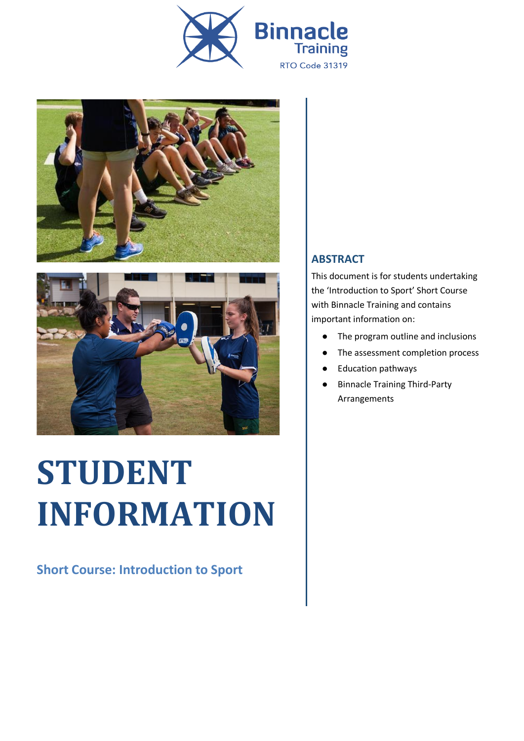Binnacle Training

RTO Code 31319

# STUDENT INFORMATION

## Short Course: Introduction to Sport

### ABSTRACT

This document is for students undertaking the 'Introduction to Sport' Short Course with Binnacle Training and contains important information on:

- The program outline and inclusions
- The assessment completion process
- Education pathways
- Binnacle Training Third-Party Arrangements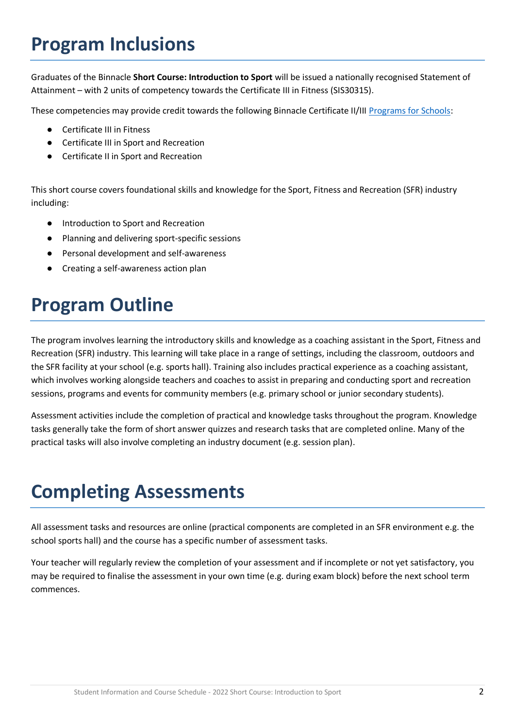# Program Inclusions

Graduates of the Binnacle **Short Course: Introduction to Sport** will be issued a nationally recognised Statement of Attainment – with 2 units of competency towards the Certificate III in Fitness (SIS30315).

These competencies may provide credit towards the following Binnacle Certificate II/III Programs for Schools:

- Certificate III in Fitness
- Certificate III in Sport and Recreation
- Certificate II in Sport and Recreation

This short course covers foundational skills and knowledge for the Sport, Fitness and Recreation (SFR) industry including:

- Introduction to Sport and Recreation
- Planning and delivering sport-specific sessions
- Personal development and self-awareness
- Creating a self-awareness action plan

# Program Outline

The program involves learning the introductory skills and knowledge as a coaching assistant in the Sport, Fitness and Recreation (SFR) industry. This learning will take place in a range of settings, including the classroom, outdoors and the SFR facility at your school (e.g. sports hall). Training also includes practical experience as a coaching assistant, which involves working alongside teachers and coaches to assist in preparing and conducting sport and recreation sessions, programs and events for community members (e.g. primary school or junior secondary students).

Assessment activities include the completion of practical and knowledge tasks throughout the program. Knowledge tasks generally take the form of short answer quizzes and research tasks that are completed online. Many of the practical tasks will also involve completing an industry document (e.g. session plan).

# Completing Assessments

All assessment tasks and resources are online (practical components are completed in an SFR environment e.g. the school sports hall) and the course has a specific number of assessment tasks.

Your teacher will regularly review the completion of your assessment and if incomplete or not yet satisfactory, you may be required to finalise the assessment in your own time (e.g. during exam block) before the next school term commences.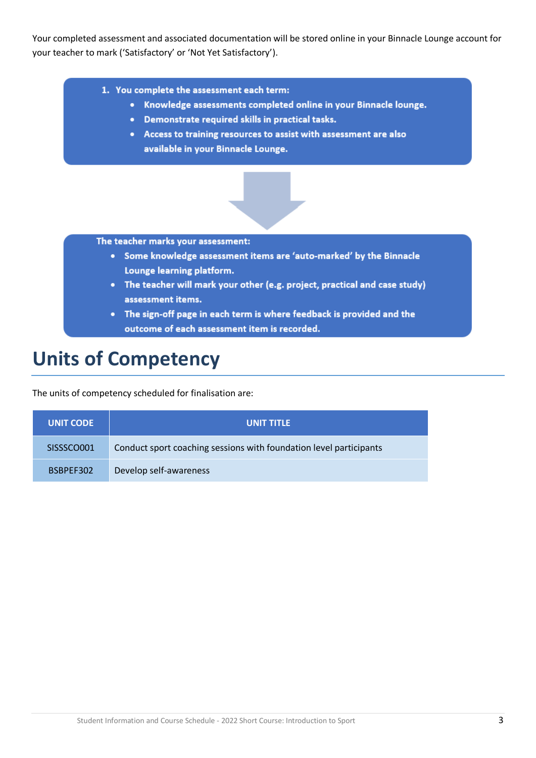Your completed assessment and associated documentation will be stored online in your Binnacle Lounge account for your teacher to mark ('Satisfactory' or 'Not Yet Satisfactory').

1. **You complete the assessment each term:**
   - **Knowledge assessments completed online in your Binnacle lounge.**
   - **Demonstrate required skills in practical tasks.**
   - **Access to training resources to assist with assessment are also available in your Binnacle Lounge.**

**The teacher marks your assessment:**

- **Some knowledge assessment items are 'auto-marked' by the Binnacle Lounge learning platform.**
- **The teacher will mark your other (e.g. project, practical and case study) assessment items.**
- **The sign-off page in each term is where feedback is provided and the outcome of each assessment item is recorded.**

# Units of Competency

The units of competency scheduled for finalisation are:

| UNIT CODE | UNIT TITLE |
|---|---|
| SISSSCO001 | Conduct sport coaching sessions with foundation level participants |
| BSBPEF302 | Develop self-awareness |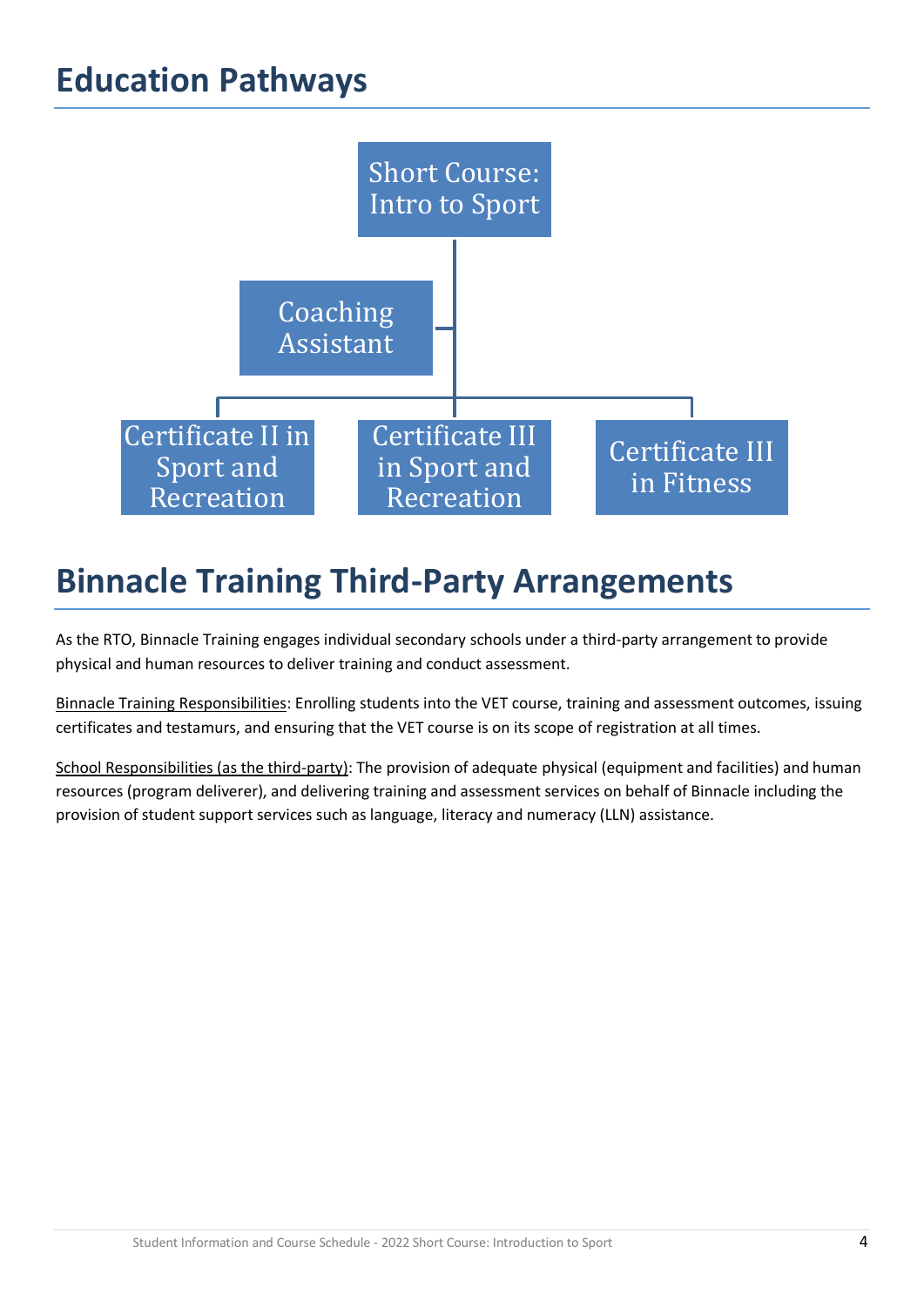# Education Pathways

- Short Course: Intro to Sport
  - Coaching Assistant
  - Certificate II in Sport and Recreation
  - Certificate III in Sport and Recreation
  - Certificate III in Fitness

# Binnacle Training Third-Party Arrangements

As the RTO, Binnacle Training engages individual secondary schools under a third-party arrangement to provide physical and human resources to deliver training and conduct assessment.

Binnacle Training Responsibilities: Enrolling students into the VET course, training and assessment outcomes, issuing certificates and testamurs, and ensuring that the VET course is on its scope of registration at all times.

School Responsibilities (as the third-party): The provision of adequate physical (equipment and facilities) and human resources (program deliverer), and delivering training and assessment services on behalf of Binnacle including the provision of student support services such as language, literacy and numeracy (LLN) assistance.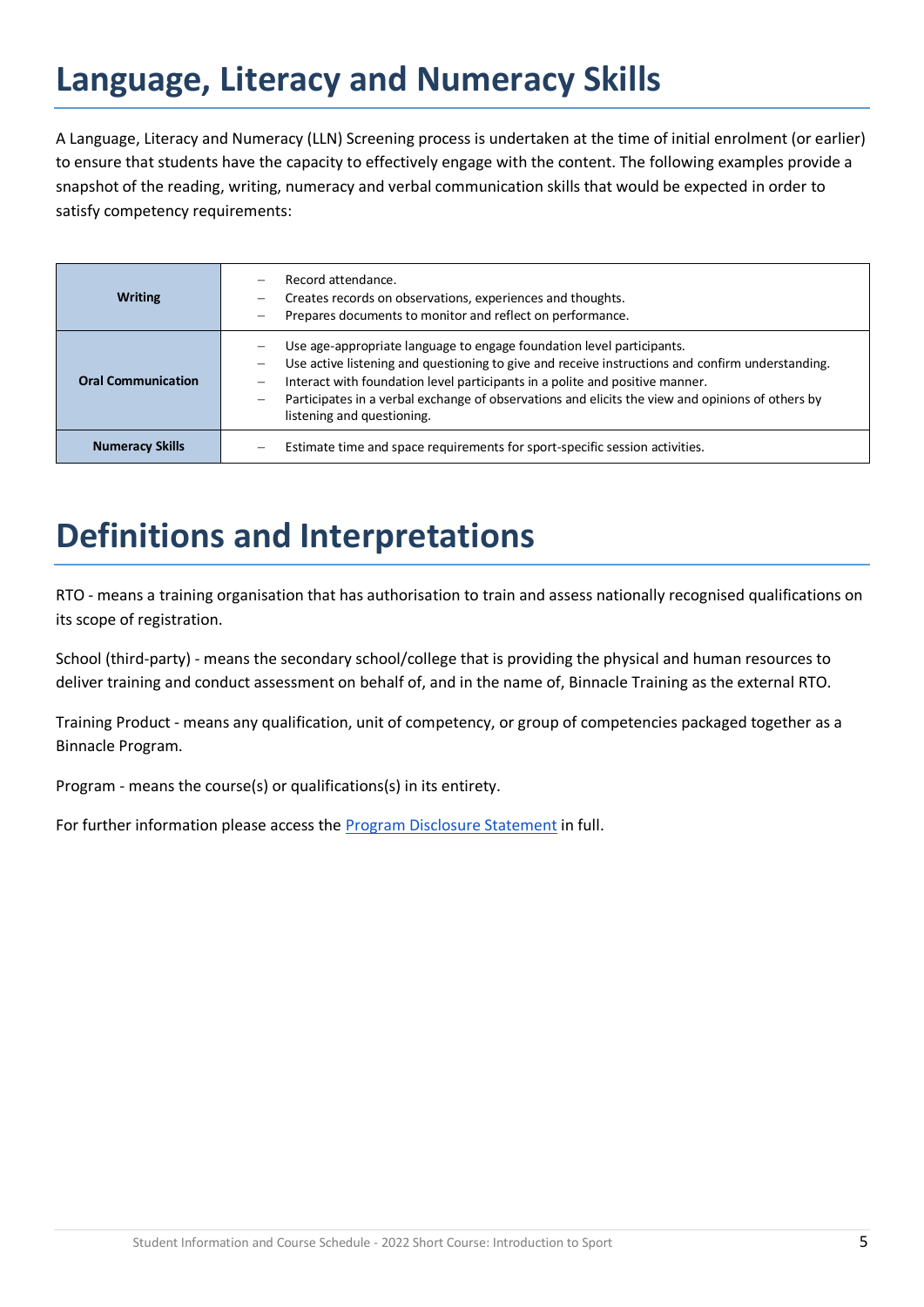# Language, Literacy and Numeracy Skills

A Language, Literacy and Numeracy (LLN) Screening process is undertaken at the time of initial enrolment (or earlier) to ensure that students have the capacity to effectively engage with the content. The following examples provide a snapshot of the reading, writing, numeracy and verbal communication skills that would be expected in order to satisfy competency requirements:

| | |
|---|---|
| **Writing** | – Record attendance.<br>– Creates records on observations, experiences and thoughts.<br>– Prepares documents to monitor and reflect on performance. |
| **Oral Communication** | – Use age-appropriate language to engage foundation level participants.<br>– Use active listening and questioning to give and receive instructions and confirm understanding.<br>– Interact with foundation level participants in a polite and positive manner.<br>– Participates in a verbal exchange of observations and elicits the view and opinions of others by listening and questioning. |
| **Numeracy Skills** | – Estimate time and space requirements for sport-specific session activities. |

# Definitions and Interpretations

RTO - means a training organisation that has authorisation to train and assess nationally recognised qualifications on its scope of registration.

School (third-party) - means the secondary school/college that is providing the physical and human resources to deliver training and conduct assessment on behalf of, and in the name of, Binnacle Training as the external RTO.

Training Product - means any qualification, unit of competency, or group of competencies packaged together as a Binnacle Program.

Program - means the course(s) or qualifications(s) in its entirety.

For further information please access the [Program Disclosure Statement] in full.